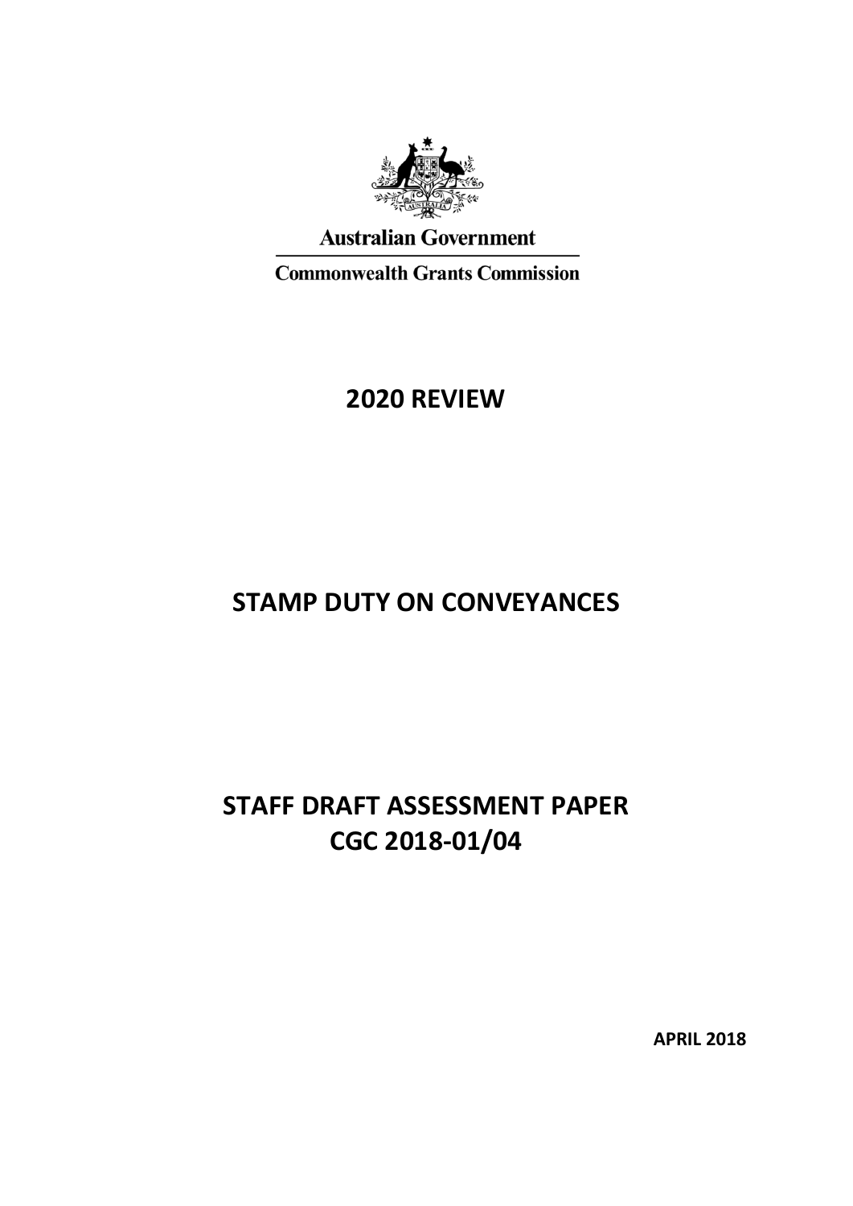Australian Government

Commonwealth Grants Commission

# 2020 REVIEW

# STAMP DUTY ON CONVEYANCES

# STAFF DRAFT ASSESSMENT PAPER
# CGC 2018-01/04

**APRIL 2018**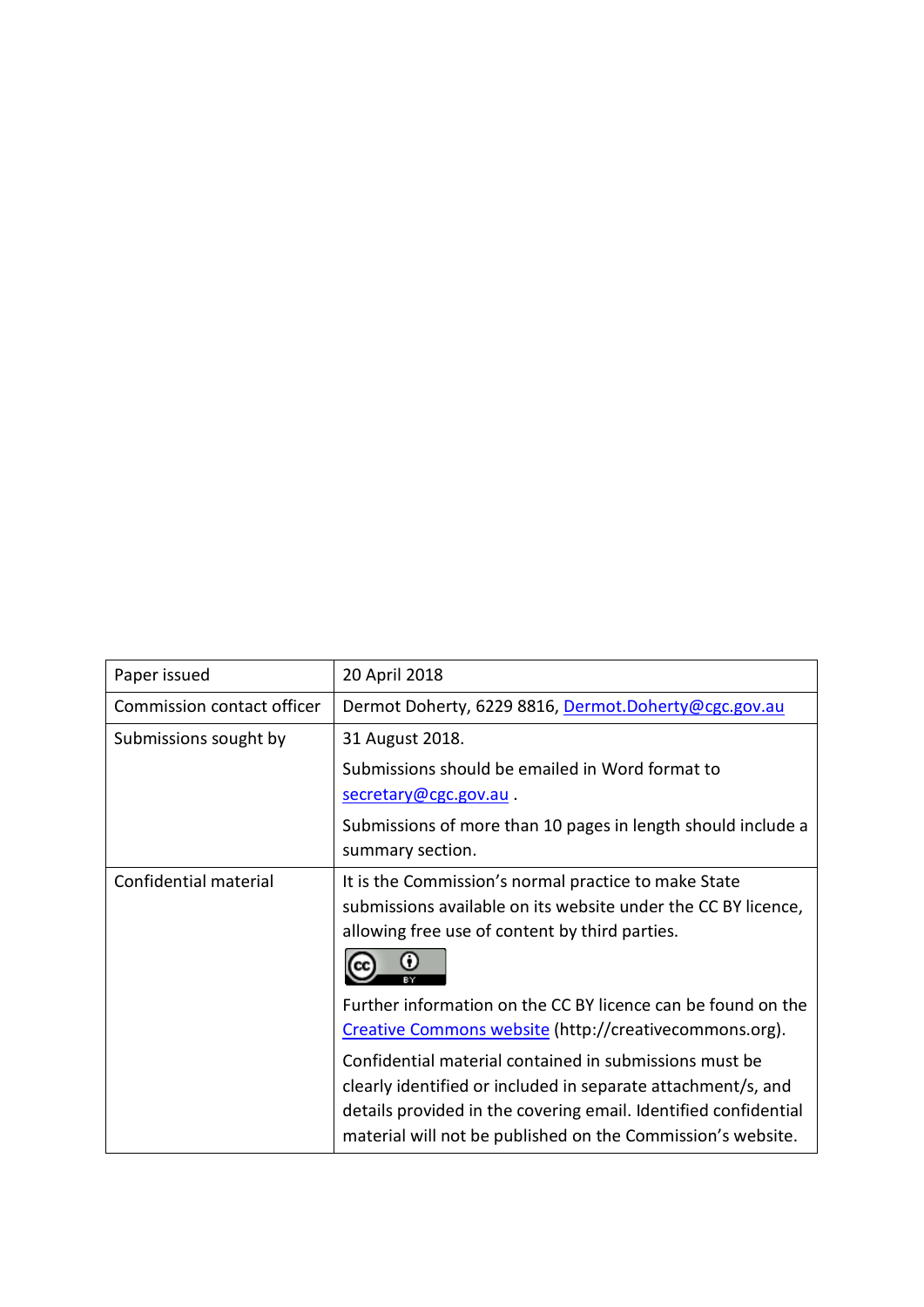| Paper issued | 20 April 2018 |
|---|---|
| Commission contact officer | Dermot Doherty, 6229 8816, Dermot.Doherty@cgc.gov.au |
| Submissions sought by | 31 August 2018. <br> Submissions should be emailed in Word format to secretary@cgc.gov.au . <br> Submissions of more than 10 pages in length should include a summary section. |
| Confidential material | It is the Commission's normal practice to make State submissions available on its website under the CC BY licence, allowing free use of content by third parties. <br> Further information on the CC BY licence can be found on the Creative Commons website (http://creativecommons.org). <br> Confidential material contained in submissions must be clearly identified or included in separate attachment/s, and details provided in the covering email. Identified confidential material will not be published on the Commission's website. |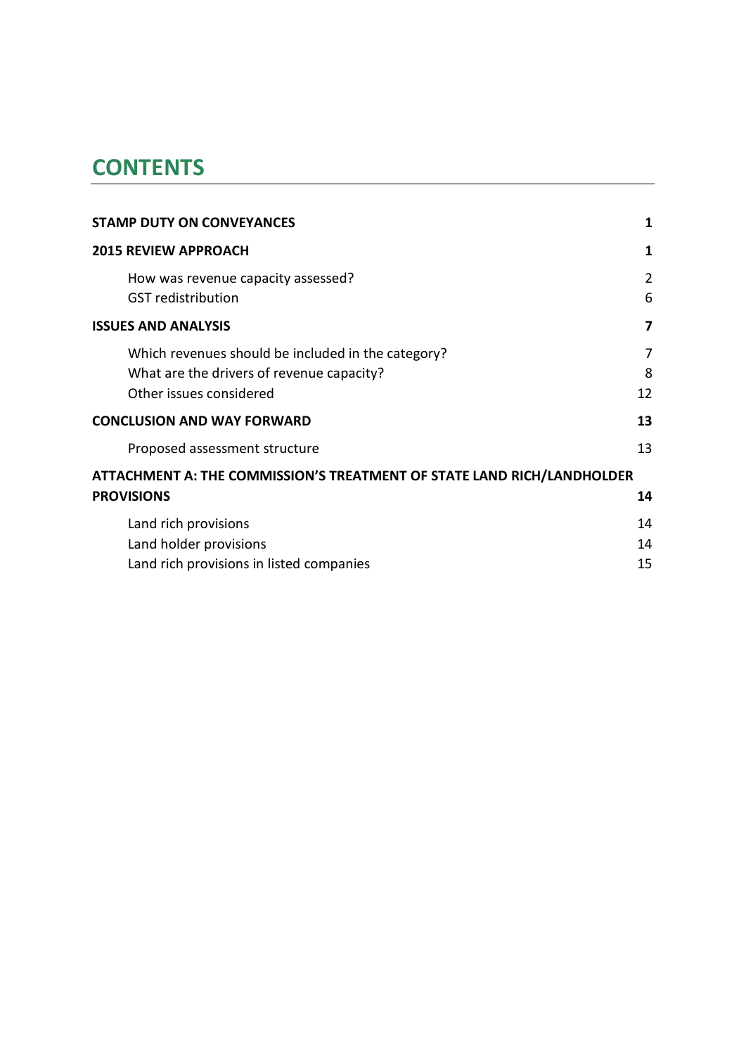# CONTENTS

| | |
|---|---|
| **STAMP DUTY ON CONVEYANCES** | **1** |
| **2015 REVIEW APPROACH** | **1** |
| How was revenue capacity assessed? | 2 |
| GST redistribution | 6 |
| **ISSUES AND ANALYSIS** | **7** |
| Which revenues should be included in the category? | 7 |
| What are the drivers of revenue capacity? | 8 |
| Other issues considered | 12 |
| **CONCLUSION AND WAY FORWARD** | **13** |
| Proposed assessment structure | 13 |
| **ATTACHMENT A: THE COMMISSION'S TREATMENT OF STATE LAND RICH/LANDHOLDER PROVISIONS** | **14** |
| Land rich provisions | 14 |
| Land holder provisions | 14 |
| Land rich provisions in listed companies | 15 |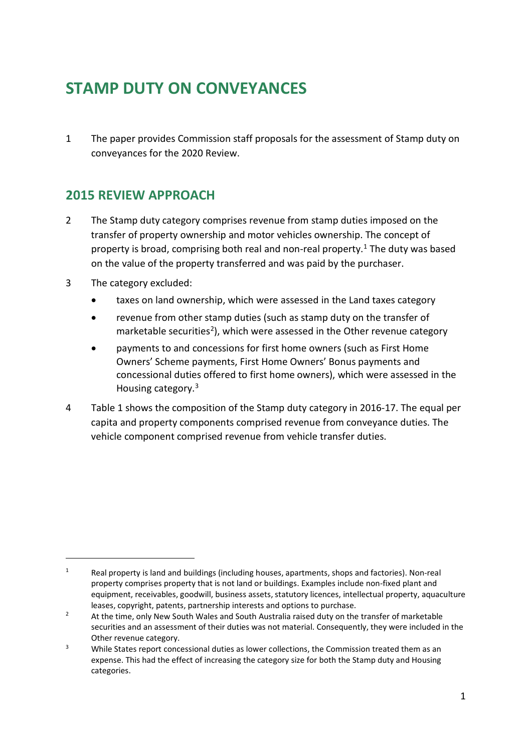# STAMP DUTY ON CONVEYANCES

1 The paper provides Commission staff proposals for the assessment of Stamp duty on conveyances for the 2020 Review.

## 2015 REVIEW APPROACH

2 The Stamp duty category comprises revenue from stamp duties imposed on the transfer of property ownership and motor vehicles ownership. The concept of property is broad, comprising both real and non-real property.[1] The duty was based on the value of the property transferred and was paid by the purchaser.

3 The category excluded:

- taxes on land ownership, which were assessed in the Land taxes category
- revenue from other stamp duties (such as stamp duty on the transfer of marketable securities[2]), which were assessed in the Other revenue category
- payments to and concessions for first home owners (such as First Home Owners' Scheme payments, First Home Owners' Bonus payments and concessional duties offered to first home owners), which were assessed in the Housing category.[3]

4 Table 1 shows the composition of the Stamp duty category in 2016-17. The equal per capita and property components comprised revenue from conveyance duties. The vehicle component comprised revenue from vehicle transfer duties.

---

[1] Real property is land and buildings (including houses, apartments, shops and factories). Non-real property comprises property that is not land or buildings. Examples include non-fixed plant and equipment, receivables, goodwill, business assets, statutory licences, intellectual property, aquaculture leases, copyright, patents, partnership interests and options to purchase.

[2] At the time, only New South Wales and South Australia raised duty on the transfer of marketable securities and an assessment of their duties was not material. Consequently, they were included in the Other revenue category.

[3] While States report concessional duties as lower collections, the Commission treated them as an expense. This had the effect of increasing the category size for both the Stamp duty and Housing categories.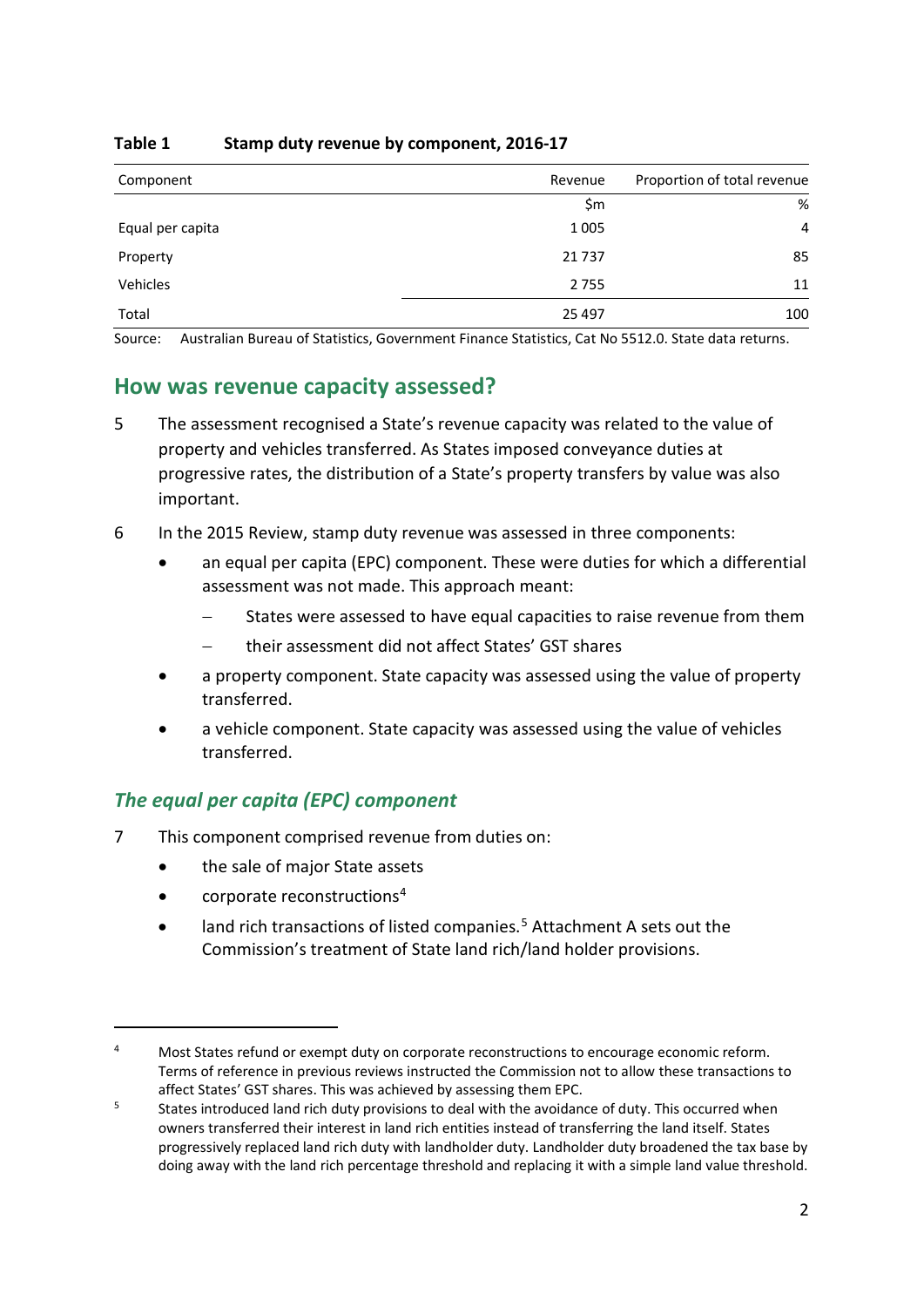**Table 1 Stamp duty revenue by component, 2016-17**

| Component | Revenue | Proportion of total revenue |
|---|---|---|
| | $m | % |
| Equal per capita | 1 005 | 4 |
| Property | 21 737 | 85 |
| Vehicles | 2 755 | 11 |
| Total | 25 497 | 100 |

Source: Australian Bureau of Statistics, Government Finance Statistics, Cat No 5512.0. State data returns.

## How was revenue capacity assessed?

5 The assessment recognised a State's revenue capacity was related to the value of property and vehicles transferred. As States imposed conveyance duties at progressive rates, the distribution of a State's property transfers by value was also important.

6 In the 2015 Review, stamp duty revenue was assessed in three components:

- an equal per capita (EPC) component. These were duties for which a differential assessment was not made. This approach meant:
  - States were assessed to have equal capacities to raise revenue from them
  - their assessment did not affect States' GST shares
- a property component. State capacity was assessed using the value of property transferred.
- a vehicle component. State capacity was assessed using the value of vehicles transferred.

### *The equal per capita (EPC) component*

7 This component comprised revenue from duties on:

- the sale of major State assets
- corporate reconstructions[4]
- land rich transactions of listed companies.[5] Attachment A sets out the Commission's treatment of State land rich/land holder provisions.

---

[4] Most States refund or exempt duty on corporate reconstructions to encourage economic reform. Terms of reference in previous reviews instructed the Commission not to allow these transactions to affect States' GST shares. This was achieved by assessing them EPC.

[5] States introduced land rich duty provisions to deal with the avoidance of duty. This occurred when owners transferred their interest in land rich entities instead of transferring the land itself. States progressively replaced land rich duty with landholder duty. Landholder duty broadened the tax base by doing away with the land rich percentage threshold and replacing it with a simple land value threshold.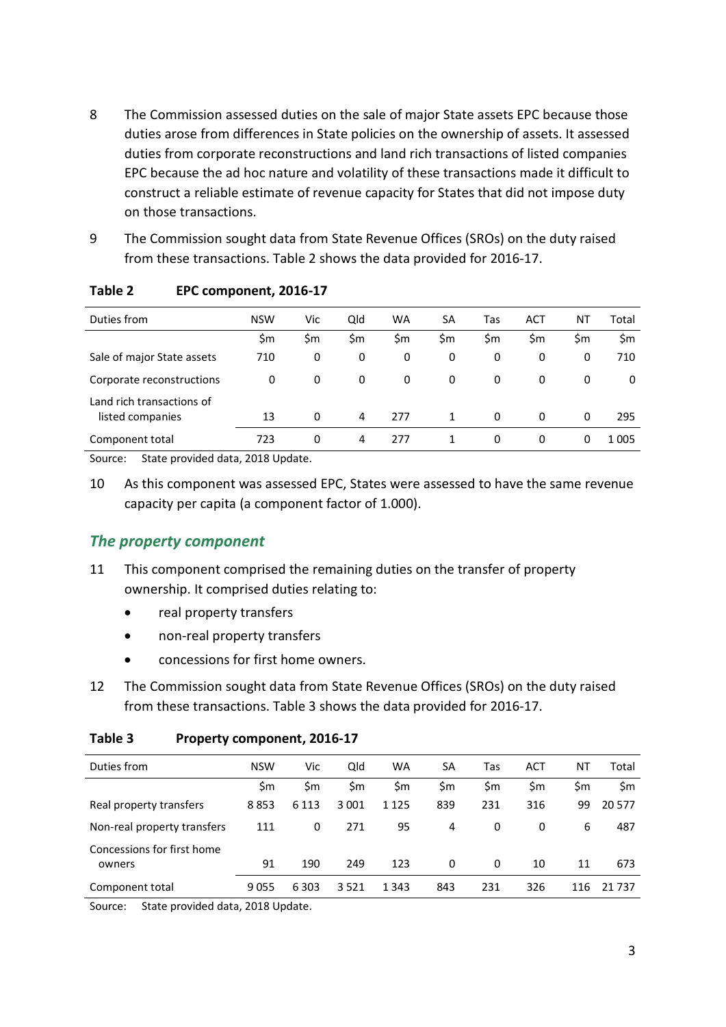8 The Commission assessed duties on the sale of major State assets EPC because those duties arose from differences in State policies on the ownership of assets. It assessed duties from corporate reconstructions and land rich transactions of listed companies EPC because the ad hoc nature and volatility of these transactions made it difficult to construct a reliable estimate of revenue capacity for States that did not impose duty on those transactions.

9 The Commission sought data from State Revenue Offices (SROs) on the duty raised from these transactions. Table 2 shows the data provided for 2016-17.

**Table 2 EPC component, 2016-17**

| Duties from | NSW | Vic | Qld | WA | SA | Tas | ACT | NT | Total |
|---|---|---|---|---|---|---|---|---|---|
| | $m | $m | $m | $m | $m | $m | $m | $m | $m |
| Sale of major State assets | 710 | 0 | 0 | 0 | 0 | 0 | 0 | 0 | 710 |
| Corporate reconstructions | 0 | 0 | 0 | 0 | 0 | 0 | 0 | 0 | 0 |
| Land rich transactions of listed companies | 13 | 0 | 4 | 277 | 1 | 0 | 0 | 0 | 295 |
| Component total | 723 | 0 | 4 | 277 | 1 | 0 | 0 | 0 | 1 005 |

Source: State provided data, 2018 Update.

10 As this component was assessed EPC, States were assessed to have the same revenue capacity per capita (a component factor of 1.000).

### *The property component*

11 This component comprised the remaining duties on the transfer of property ownership. It comprised duties relating to:

- real property transfers
- non-real property transfers
- concessions for first home owners.

12 The Commission sought data from State Revenue Offices (SROs) on the duty raised from these transactions. Table 3 shows the data provided for 2016-17.

**Table 3 Property component, 2016-17**

| Duties from | NSW | Vic | Qld | WA | SA | Tas | ACT | NT | Total |
|---|---|---|---|---|---|---|---|---|---|
| | $m | $m | $m | $m | $m | $m | $m | $m | $m |
| Real property transfers | 8 853 | 6 113 | 3 001 | 1 125 | 839 | 231 | 316 | 99 | 20 577 |
| Non-real property transfers | 111 | 0 | 271 | 95 | 4 | 0 | 0 | 6 | 487 |
| Concessions for first home owners | 91 | 190 | 249 | 123 | 0 | 0 | 10 | 11 | 673 |
| Component total | 9 055 | 6 303 | 3 521 | 1 343 | 843 | 231 | 326 | 116 | 21 737 |

Source: State provided data, 2018 Update.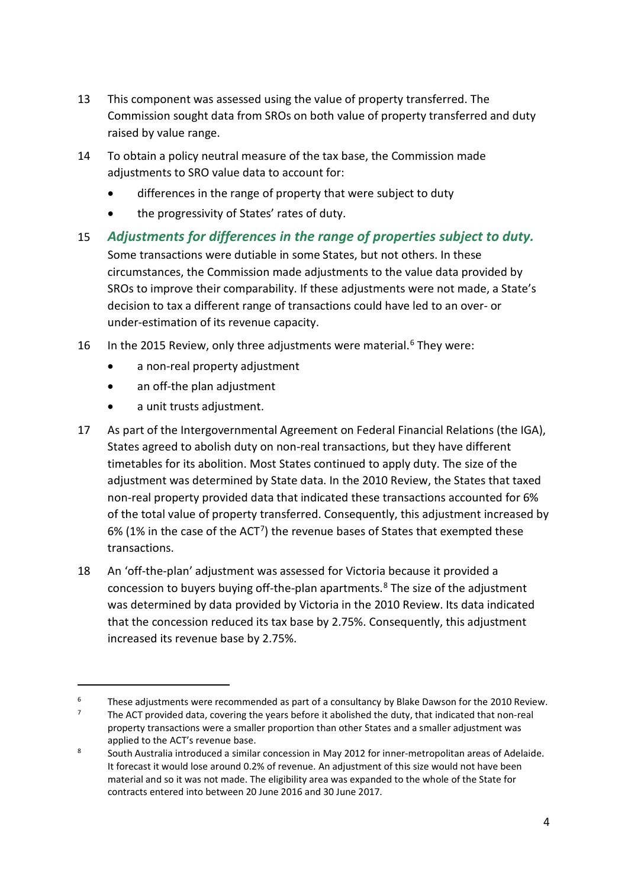13 This component was assessed using the value of property transferred. The Commission sought data from SROs on both value of property transferred and duty raised by value range.

14 To obtain a policy neutral measure of the tax base, the Commission made adjustments to SRO value data to account for:

- differences in the range of property that were subject to duty
- the progressivity of States' rates of duty.

15 ***Adjustments for differences in the range of properties subject to duty.*** Some transactions were dutiable in some States, but not others. In these circumstances, the Commission made adjustments to the value data provided by SROs to improve their comparability. If these adjustments were not made, a State's decision to tax a different range of transactions could have led to an over- or under-estimation of its revenue capacity.

16 In the 2015 Review, only three adjustments were material.[6] They were:

- a non-real property adjustment
- an off-the plan adjustment
- a unit trusts adjustment.

17 As part of the Intergovernmental Agreement on Federal Financial Relations (the IGA), States agreed to abolish duty on non-real transactions, but they have different timetables for its abolition. Most States continued to apply duty. The size of the adjustment was determined by State data. In the 2010 Review, the States that taxed non-real property provided data that indicated these transactions accounted for 6% of the total value of property transferred. Consequently, this adjustment increased by 6% (1% in the case of the ACT[7]) the revenue bases of States that exempted these transactions.

18 An 'off-the-plan' adjustment was assessed for Victoria because it provided a concession to buyers buying off-the-plan apartments.[8] The size of the adjustment was determined by data provided by Victoria in the 2010 Review. Its data indicated that the concession reduced its tax base by 2.75%. Consequently, this adjustment increased its revenue base by 2.75%.

---

[6] These adjustments were recommended as part of a consultancy by Blake Dawson for the 2010 Review.

[7] The ACT provided data, covering the years before it abolished the duty, that indicated that non-real property transactions were a smaller proportion than other States and a smaller adjustment was applied to the ACT's revenue base.

[8] South Australia introduced a similar concession in May 2012 for inner-metropolitan areas of Adelaide. It forecast it would lose around 0.2% of revenue. An adjustment of this size would not have been material and so it was not made. The eligibility area was expanded to the whole of the State for contracts entered into between 20 June 2016 and 30 June 2017.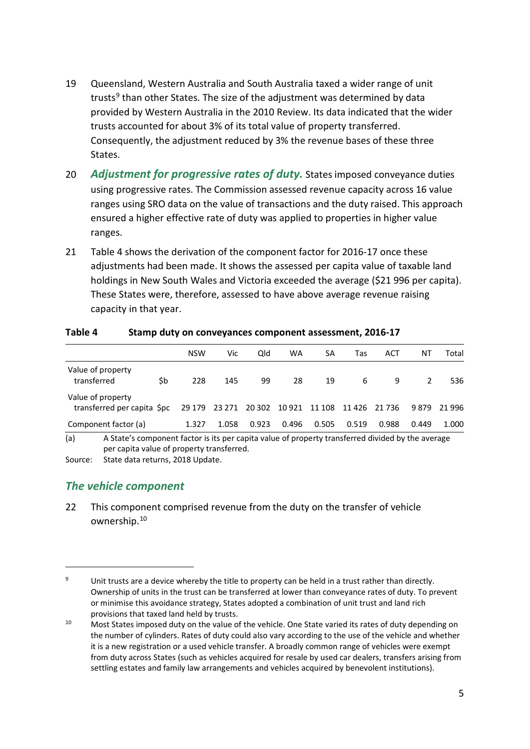19 Queensland, Western Australia and South Australia taxed a wider range of unit trusts[9] than other States. The size of the adjustment was determined by data provided by Western Australia in the 2010 Review. Its data indicated that the wider trusts accounted for about 3% of its total value of property transferred. Consequently, the adjustment reduced by 3% the revenue bases of these three States.

20 ***Adjustment for progressive rates of duty.*** States imposed conveyance duties using progressive rates. The Commission assessed revenue capacity across 16 value ranges using SRO data on the value of transactions and the duty raised. This approach ensured a higher effective rate of duty was applied to properties in higher value ranges.

21 Table 4 shows the derivation of the component factor for 2016-17 once these adjustments had been made. It shows the assessed per capita value of taxable land holdings in New South Wales and Victoria exceeded the average ($21 996 per capita). These States were, therefore, assessed to have above average revenue raising capacity in that year.

**Table 4 Stamp duty on conveyances component assessment, 2016-17**

| | | NSW | Vic | Qld | WA | SA | Tas | ACT | NT | Total |
|---|---|---|---|---|---|---|---|---|---|---|
| Value of property transferred | $b | 228 | 145 | 99 | 28 | 19 | 6 | 9 | 2 | 536 |
| Value of property transferred per capita | $pc | 29 179 | 23 271 | 20 302 | 10 921 | 11 108 | 11 426 | 21 736 | 9 879 | 21 996 |
| Component factor (a) | | 1.327 | 1.058 | 0.923 | 0.496 | 0.505 | 0.519 | 0.988 | 0.449 | 1.000 |

(a) A State's component factor is its per capita value of property transferred divided by the average per capita value of property transferred.

Source: State data returns, 2018 Update.

## *The vehicle component*

22 This component comprised revenue from the duty on the transfer of vehicle ownership.[10]

---

[9] Unit trusts are a device whereby the title to property can be held in a trust rather than directly. Ownership of units in the trust can be transferred at lower than conveyance rates of duty. To prevent or minimise this avoidance strategy, States adopted a combination of unit trust and land rich provisions that taxed land held by trusts.

[10] Most States imposed duty on the value of the vehicle. One State varied its rates of duty depending on the number of cylinders. Rates of duty could also vary according to the use of the vehicle and whether it is a new registration or a used vehicle transfer. A broadly common range of vehicles were exempt from duty across States (such as vehicles acquired for resale by used car dealers, transfers arising from settling estates and family law arrangements and vehicles acquired by benevolent institutions).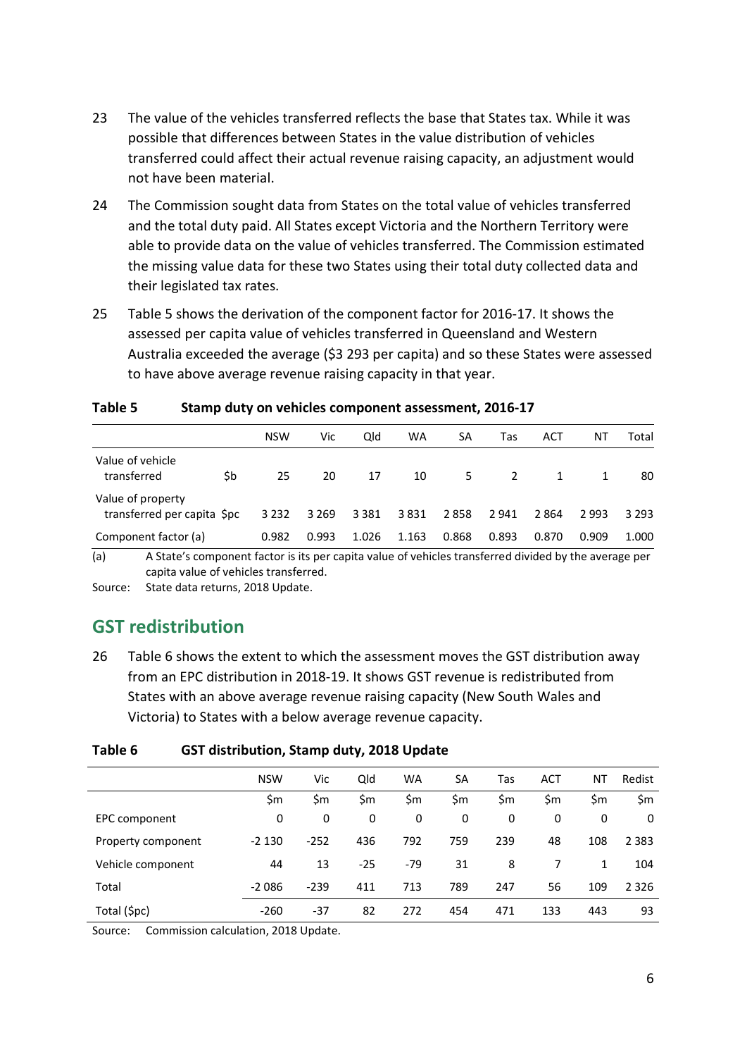23 The value of the vehicles transferred reflects the base that States tax. While it was possible that differences between States in the value distribution of vehicles transferred could affect their actual revenue raising capacity, an adjustment would not have been material.

24 The Commission sought data from States on the total value of vehicles transferred and the total duty paid. All States except Victoria and the Northern Territory were able to provide data on the value of vehicles transferred. The Commission estimated the missing value data for these two States using their total duty collected data and their legislated tax rates.

25 Table 5 shows the derivation of the component factor for 2016-17. It shows the assessed per capita value of vehicles transferred in Queensland and Western Australia exceeded the average ($3 293 per capita) and so these States were assessed to have above average revenue raising capacity in that year.

**Table 5 Stamp duty on vehicles component assessment, 2016-17**

| | | NSW | Vic | Qld | WA | SA | Tas | ACT | NT | Total |
|---|---|---|---|---|---|---|---|---|---|---|
| Value of vehicle transferred | $b | 25 | 20 | 17 | 10 | 5 | 2 | 1 | 1 | 80 |
| Value of property transferred per capita | $pc | 3 232 | 3 269 | 3 381 | 3 831 | 2 858 | 2 941 | 2 864 | 2 993 | 3 293 |
| Component factor (a) | | 0.982 | 0.993 | 1.026 | 1.163 | 0.868 | 0.893 | 0.870 | 0.909 | 1.000 |

(a) A State's component factor is its per capita value of vehicles transferred divided by the average per capita value of vehicles transferred.

Source: State data returns, 2018 Update.

## GST redistribution

26 Table 6 shows the extent to which the assessment moves the GST distribution away from an EPC distribution in 2018-19. It shows GST revenue is redistributed from States with an above average revenue raising capacity (New South Wales and Victoria) to States with a below average revenue capacity.

**Table 6 GST distribution, Stamp duty, 2018 Update**

| | NSW | Vic | Qld | WA | SA | Tas | ACT | NT | Redist |
|---|---|---|---|---|---|---|---|---|---|
| | $m | $m | $m | $m | $m | $m | $m | $m | $m |
| EPC component | 0 | 0 | 0 | 0 | 0 | 0 | 0 | 0 | 0 |
| Property component | -2 130 | -252 | 436 | 792 | 759 | 239 | 48 | 108 | 2 383 |
| Vehicle component | 44 | 13 | -25 | -79 | 31 | 8 | 7 | 1 | 104 |
| Total | -2 086 | -239 | 411 | 713 | 789 | 247 | 56 | 109 | 2 326 |
| Total ($pc) | -260 | -37 | 82 | 272 | 454 | 471 | 133 | 443 | 93 |

Source: Commission calculation, 2018 Update.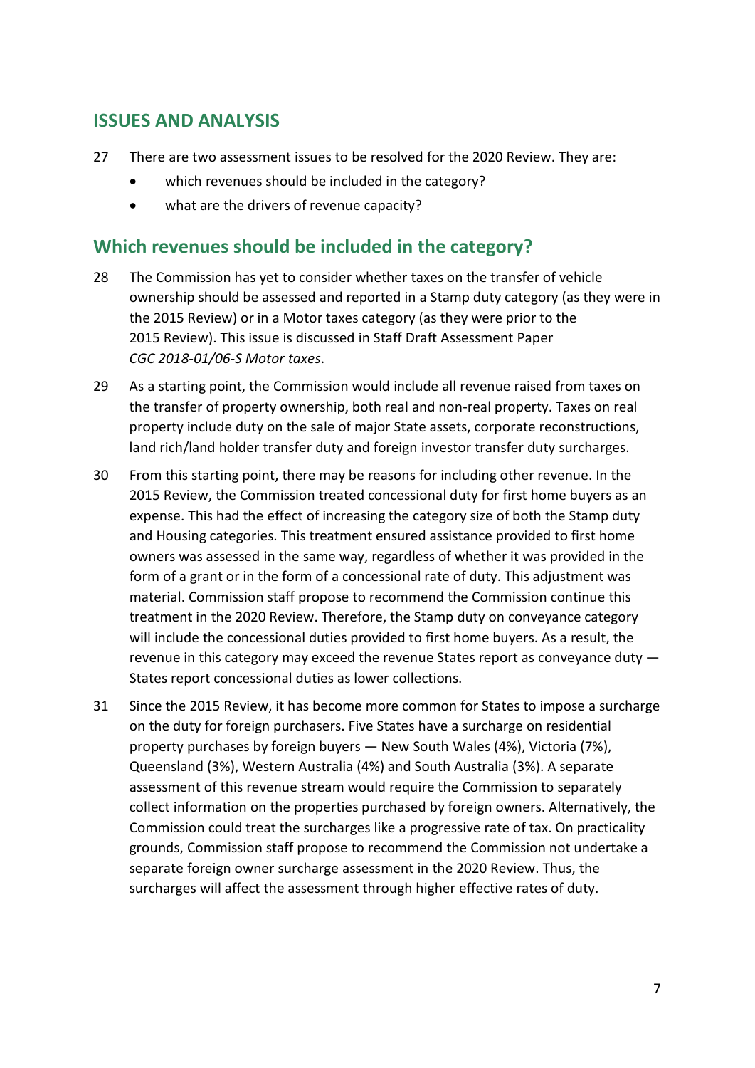## ISSUES AND ANALYSIS

27 There are two assessment issues to be resolved for the 2020 Review. They are:

- which revenues should be included in the category?
- what are the drivers of revenue capacity?

## Which revenues should be included in the category?

28 The Commission has yet to consider whether taxes on the transfer of vehicle ownership should be assessed and reported in a Stamp duty category (as they were in the 2015 Review) or in a Motor taxes category (as they were prior to the 2015 Review). This issue is discussed in Staff Draft Assessment Paper *CGC 2018-01/06-S Motor taxes*.

29 As a starting point, the Commission would include all revenue raised from taxes on the transfer of property ownership, both real and non-real property. Taxes on real property include duty on the sale of major State assets, corporate reconstructions, land rich/land holder transfer duty and foreign investor transfer duty surcharges.

30 From this starting point, there may be reasons for including other revenue. In the 2015 Review, the Commission treated concessional duty for first home buyers as an expense. This had the effect of increasing the category size of both the Stamp duty and Housing categories. This treatment ensured assistance provided to first home owners was assessed in the same way, regardless of whether it was provided in the form of a grant or in the form of a concessional rate of duty. This adjustment was material. Commission staff propose to recommend the Commission continue this treatment in the 2020 Review. Therefore, the Stamp duty on conveyance category will include the concessional duties provided to first home buyers. As a result, the revenue in this category may exceed the revenue States report as conveyance duty — States report concessional duties as lower collections.

31 Since the 2015 Review, it has become more common for States to impose a surcharge on the duty for foreign purchasers. Five States have a surcharge on residential property purchases by foreign buyers — New South Wales (4%), Victoria (7%), Queensland (3%), Western Australia (4%) and South Australia (3%). A separate assessment of this revenue stream would require the Commission to separately collect information on the properties purchased by foreign owners. Alternatively, the Commission could treat the surcharges like a progressive rate of tax. On practicality grounds, Commission staff propose to recommend the Commission not undertake a separate foreign owner surcharge assessment in the 2020 Review. Thus, the surcharges will affect the assessment through higher effective rates of duty.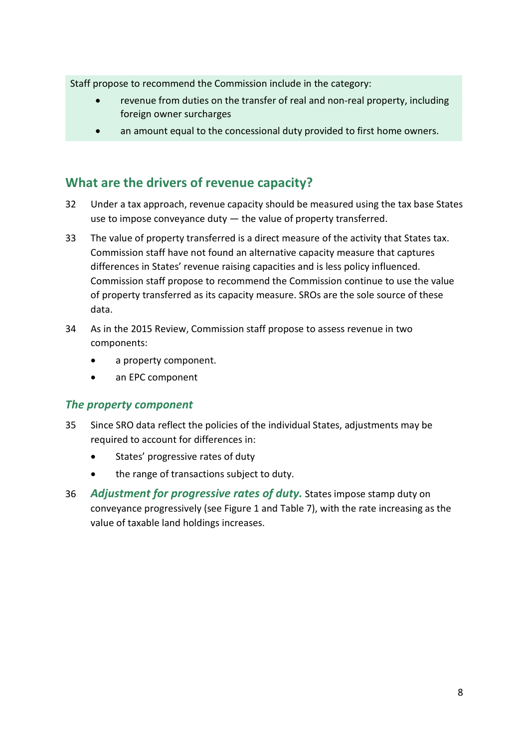Staff propose to recommend the Commission include in the category:

- revenue from duties on the transfer of real and non-real property, including foreign owner surcharges
- an amount equal to the concessional duty provided to first home owners.

## What are the drivers of revenue capacity?

32 Under a tax approach, revenue capacity should be measured using the tax base States use to impose conveyance duty — the value of property transferred.

33 The value of property transferred is a direct measure of the activity that States tax. Commission staff have not found an alternative capacity measure that captures differences in States' revenue raising capacities and is less policy influenced. Commission staff propose to recommend the Commission continue to use the value of property transferred as its capacity measure. SROs are the sole source of these data.

34 As in the 2015 Review, Commission staff propose to assess revenue in two components:

- a property component.
- an EPC component

### *The property component*

35 Since SRO data reflect the policies of the individual States, adjustments may be required to account for differences in:

- States' progressive rates of duty
- the range of transactions subject to duty.

36 ***Adjustment for progressive rates of duty.*** States impose stamp duty on conveyance progressively (see Figure 1 and Table 7), with the rate increasing as the value of taxable land holdings increases.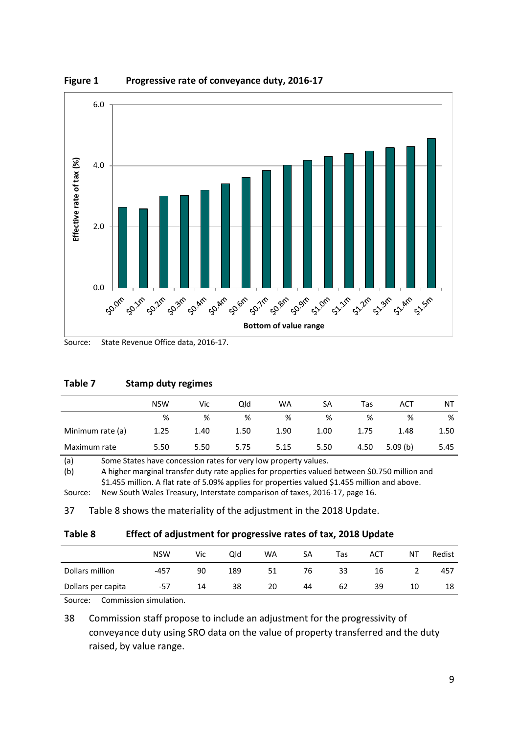**Figure 1 Progressive rate of conveyance duty, 2016-17**

Source: State Revenue Office data, 2016-17.

**Table 7 Stamp duty regimes**

| | NSW | Vic | Qld | WA | SA | Tas | ACT | NT |
|---|---|---|---|---|---|---|---|---|
| | % | % | % | % | % | % | % | % |
| Minimum rate (a) | 1.25 | 1.40 | 1.50 | 1.90 | 1.00 | 1.75 | 1.48 | 1.50 |
| Maximum rate | 5.50 | 5.50 | 5.75 | 5.15 | 5.50 | 4.50 | 5.09 (b) | 5.45 |

(a) Some States have concession rates for very low property values.

(b) A higher marginal transfer duty rate applies for properties valued between $0.750 million and $1.455 million. A flat rate of 5.09% applies for properties valued $1.455 million and above.

Source: New South Wales Treasury, Interstate comparison of taxes, 2016-17, page 16.

37 Table 8 shows the materiality of the adjustment in the 2018 Update.

**Table 8 Effect of adjustment for progressive rates of tax, 2018 Update**

| | NSW | Vic | Qld | WA | SA | Tas | ACT | NT | Redist |
|---|---|---|---|---|---|---|---|---|---|
| Dollars million | -457 | 90 | 189 | 51 | 76 | 33 | 16 | 2 | 457 |
| Dollars per capita | -57 | 14 | 38 | 20 | 44 | 62 | 39 | 10 | 18 |

Source: Commission simulation.

38 Commission staff propose to include an adjustment for the progressivity of conveyance duty using SRO data on the value of property transferred and the duty raised, by value range.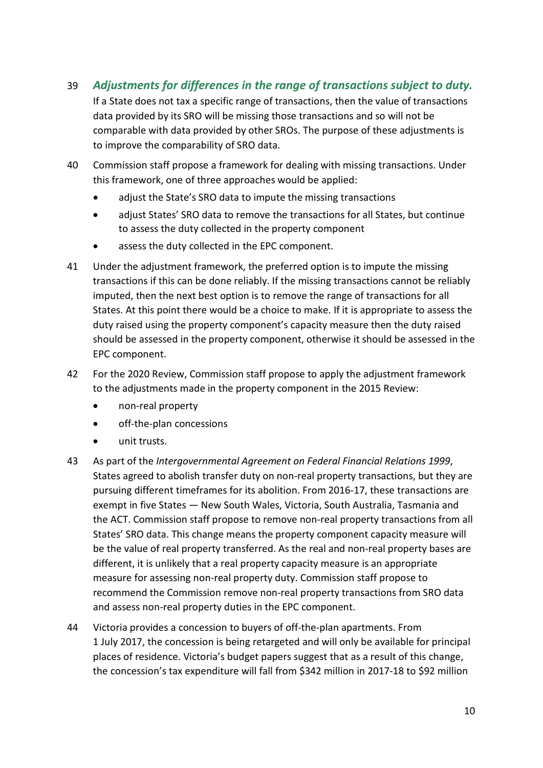39 ***Adjustments for differences in the range of transactions subject to duty.*** If a State does not tax a specific range of transactions, then the value of transactions data provided by its SRO will be missing those transactions and so will not be comparable with data provided by other SROs. The purpose of these adjustments is to improve the comparability of SRO data.

40 Commission staff propose a framework for dealing with missing transactions. Under this framework, one of three approaches would be applied:

- adjust the State's SRO data to impute the missing transactions
- adjust States' SRO data to remove the transactions for all States, but continue to assess the duty collected in the property component
- assess the duty collected in the EPC component.

41 Under the adjustment framework, the preferred option is to impute the missing transactions if this can be done reliably. If the missing transactions cannot be reliably imputed, then the next best option is to remove the range of transactions for all States. At this point there would be a choice to make. If it is appropriate to assess the duty raised using the property component's capacity measure then the duty raised should be assessed in the property component, otherwise it should be assessed in the EPC component.

42 For the 2020 Review, Commission staff propose to apply the adjustment framework to the adjustments made in the property component in the 2015 Review:

- non-real property
- off-the-plan concessions
- unit trusts.

43 As part of the *Intergovernmental Agreement on Federal Financial Relations 1999*, States agreed to abolish transfer duty on non-real property transactions, but they are pursuing different timeframes for its abolition. From 2016-17, these transactions are exempt in five States — New South Wales, Victoria, South Australia, Tasmania and the ACT. Commission staff propose to remove non-real property transactions from all States' SRO data. This change means the property component capacity measure will be the value of real property transferred. As the real and non-real property bases are different, it is unlikely that a real property capacity measure is an appropriate measure for assessing non-real property duty. Commission staff propose to recommend the Commission remove non-real property transactions from SRO data and assess non-real property duties in the EPC component.

44 Victoria provides a concession to buyers of off-the-plan apartments. From 1 July 2017, the concession is being retargeted and will only be available for principal places of residence. Victoria's budget papers suggest that as a result of this change, the concession's tax expenditure will fall from $342 million in 2017-18 to $92 million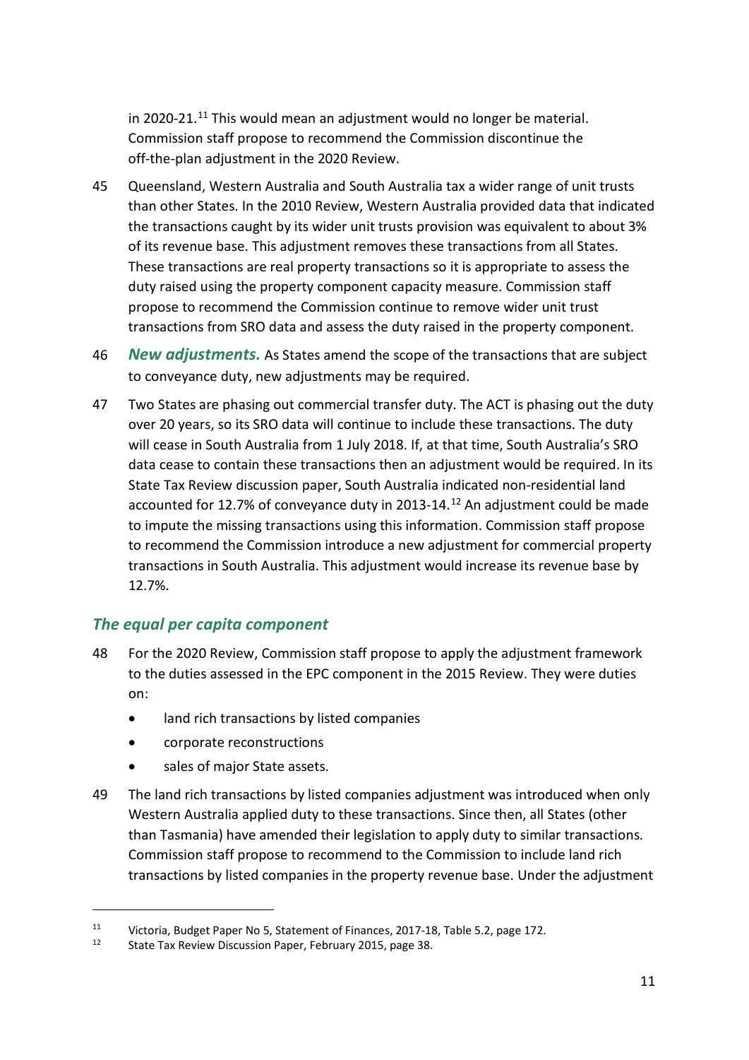in 2020-21.[11] This would mean an adjustment would no longer be material. Commission staff propose to recommend the Commission discontinue the off-the-plan adjustment in the 2020 Review.

45 Queensland, Western Australia and South Australia tax a wider range of unit trusts than other States. In the 2010 Review, Western Australia provided data that indicated the transactions caught by its wider unit trusts provision was equivalent to about 3% of its revenue base. This adjustment removes these transactions from all States. These transactions are real property transactions so it is appropriate to assess the duty raised using the property component capacity measure. Commission staff propose to recommend the Commission continue to remove wider unit trust transactions from SRO data and assess the duty raised in the property component.

46 ***New adjustments.*** As States amend the scope of the transactions that are subject to conveyance duty, new adjustments may be required.

47 Two States are phasing out commercial transfer duty. The ACT is phasing out the duty over 20 years, so its SRO data will continue to include these transactions. The duty will cease in South Australia from 1 July 2018. If, at that time, South Australia's SRO data cease to contain these transactions then an adjustment would be required. In its State Tax Review discussion paper, South Australia indicated non-residential land accounted for 12.7% of conveyance duty in 2013-14.[12] An adjustment could be made to impute the missing transactions using this information. Commission staff propose to recommend the Commission introduce a new adjustment for commercial property transactions in South Australia. This adjustment would increase its revenue base by 12.7%.

### *The equal per capita component*

48 For the 2020 Review, Commission staff propose to apply the adjustment framework to the duties assessed in the EPC component in the 2015 Review. They were duties on:

- land rich transactions by listed companies
- corporate reconstructions
- sales of major State assets.

49 The land rich transactions by listed companies adjustment was introduced when only Western Australia applied duty to these transactions. Since then, all States (other than Tasmania) have amended their legislation to apply duty to similar transactions. Commission staff propose to recommend to the Commission to include land rich transactions by listed companies in the property revenue base. Under the adjustment

---

[11] Victoria, Budget Paper No 5, Statement of Finances, 2017-18, Table 5.2, page 172.

[12] State Tax Review Discussion Paper, February 2015, page 38.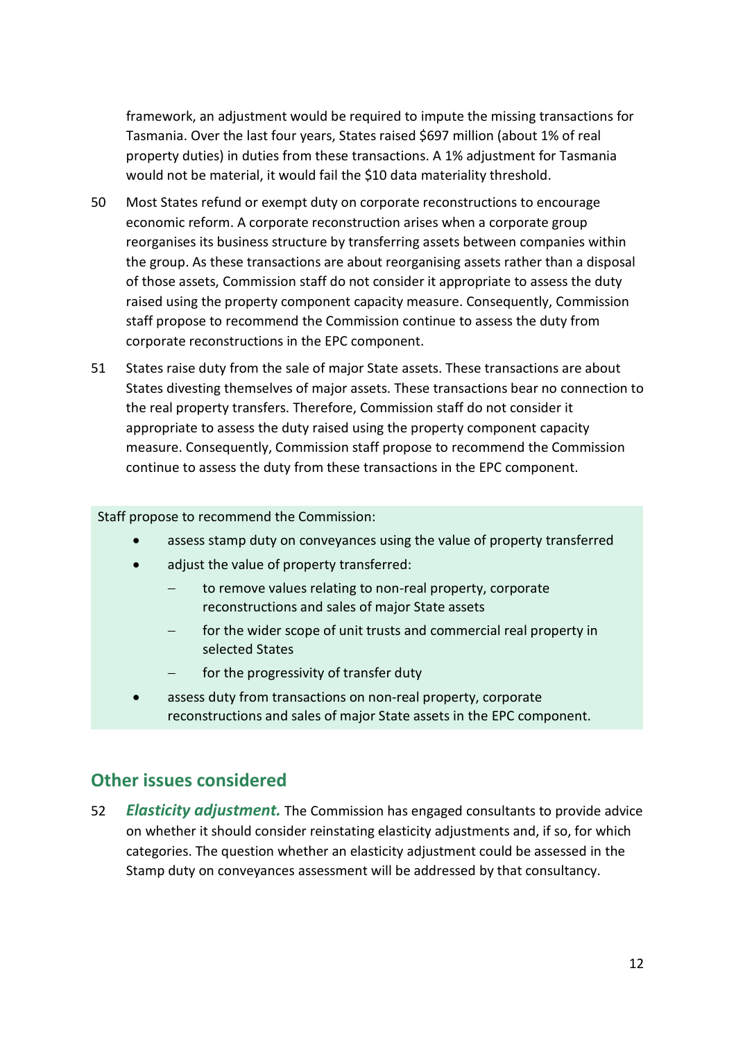framework, an adjustment would be required to impute the missing transactions for Tasmania. Over the last four years, States raised $697 million (about 1% of real property duties) in duties from these transactions. A 1% adjustment for Tasmania would not be material, it would fail the $10 data materiality threshold.

50 Most States refund or exempt duty on corporate reconstructions to encourage economic reform. A corporate reconstruction arises when a corporate group reorganises its business structure by transferring assets between companies within the group. As these transactions are about reorganising assets rather than a disposal of those assets, Commission staff do not consider it appropriate to assess the duty raised using the property component capacity measure. Consequently, Commission staff propose to recommend the Commission continue to assess the duty from corporate reconstructions in the EPC component.

51 States raise duty from the sale of major State assets. These transactions are about States divesting themselves of major assets. These transactions bear no connection to the real property transfers. Therefore, Commission staff do not consider it appropriate to assess the duty raised using the property component capacity measure. Consequently, Commission staff propose to recommend the Commission continue to assess the duty from these transactions in the EPC component.

Staff propose to recommend the Commission:

- assess stamp duty on conveyances using the value of property transferred
- adjust the value of property transferred:
  - to remove values relating to non-real property, corporate reconstructions and sales of major State assets
  - for the wider scope of unit trusts and commercial real property in selected States
  - for the progressivity of transfer duty
- assess duty from transactions on non-real property, corporate reconstructions and sales of major State assets in the EPC component.

## Other issues considered

52 ***Elasticity adjustment.*** The Commission has engaged consultants to provide advice on whether it should consider reinstating elasticity adjustments and, if so, for which categories. The question whether an elasticity adjustment could be assessed in the Stamp duty on conveyances assessment will be addressed by that consultancy.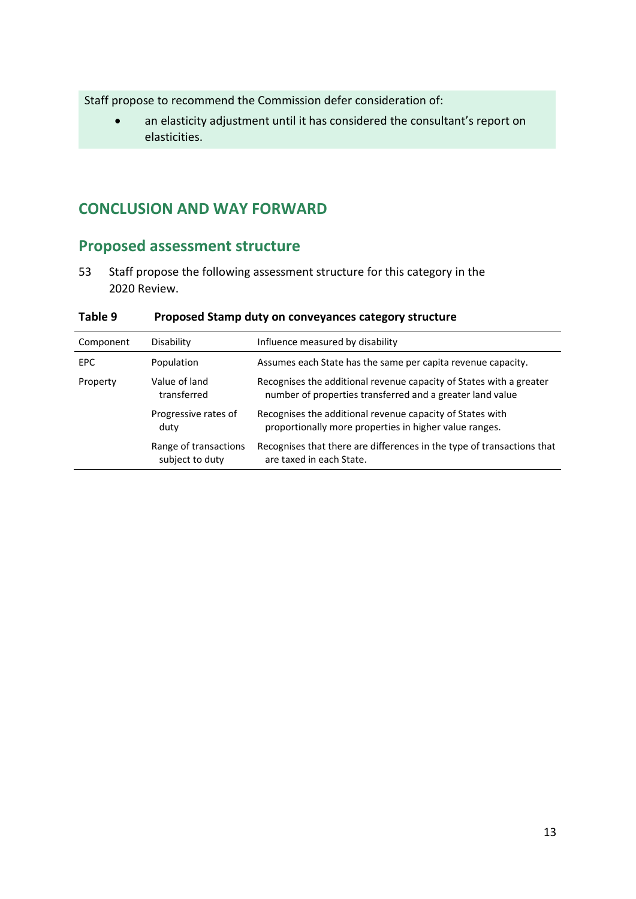Staff propose to recommend the Commission defer consideration of:

- an elasticity adjustment until it has considered the consultant's report on elasticities.

## CONCLUSION AND WAY FORWARD

### Proposed assessment structure

53 Staff propose the following assessment structure for this category in the 2020 Review.

**Table 9 Proposed Stamp duty on conveyances category structure**

| Component | Disability | Influence measured by disability |
|---|---|---|
| EPC | Population | Assumes each State has the same per capita revenue capacity. |
| Property | Value of land transferred | Recognises the additional revenue capacity of States with a greater number of properties transferred and a greater land value |
| | Progressive rates of duty | Recognises the additional revenue capacity of States with proportionally more properties in higher value ranges. |
| | Range of transactions subject to duty | Recognises that there are differences in the type of transactions that are taxed in each State. |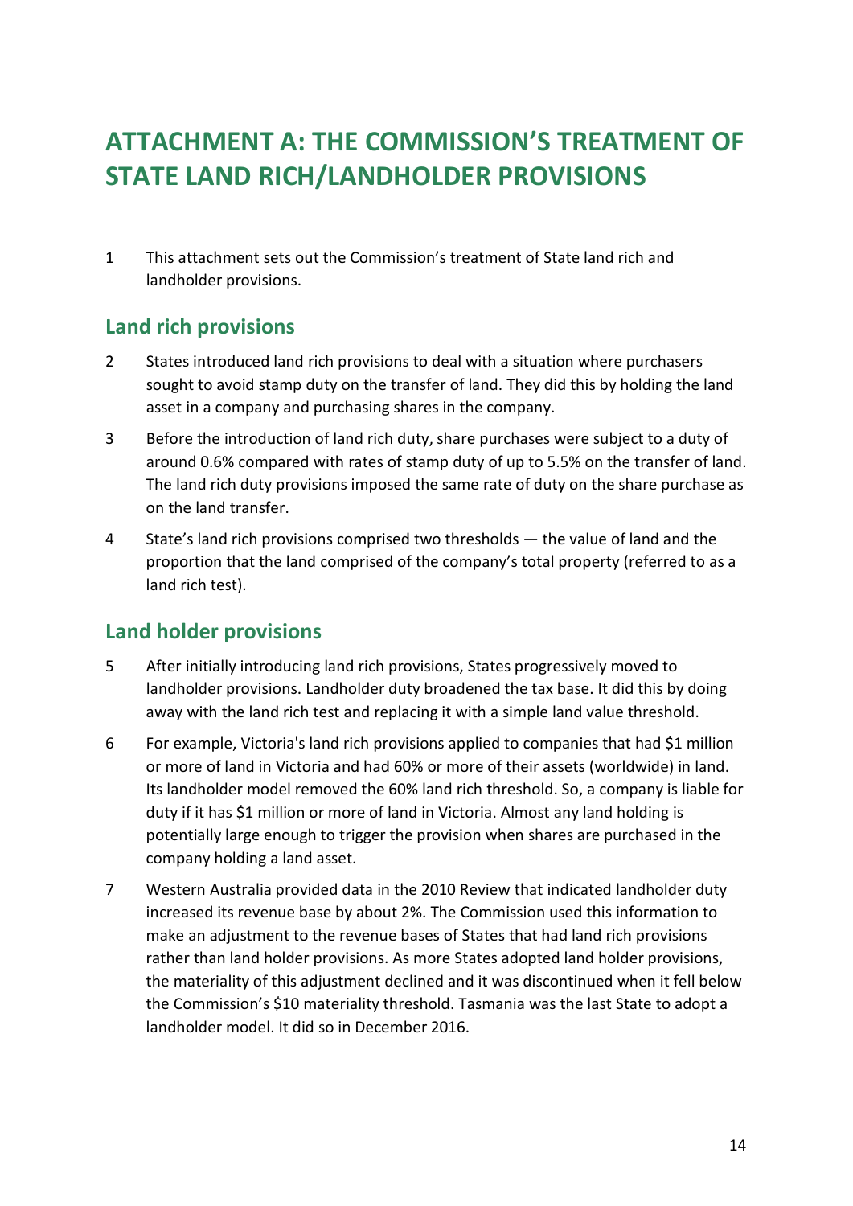# ATTACHMENT A: THE COMMISSION'S TREATMENT OF STATE LAND RICH/LANDHOLDER PROVISIONS

1 This attachment sets out the Commission's treatment of State land rich and landholder provisions.

## Land rich provisions

2 States introduced land rich provisions to deal with a situation where purchasers sought to avoid stamp duty on the transfer of land. They did this by holding the land asset in a company and purchasing shares in the company.

3 Before the introduction of land rich duty, share purchases were subject to a duty of around 0.6% compared with rates of stamp duty of up to 5.5% on the transfer of land. The land rich duty provisions imposed the same rate of duty on the share purchase as on the land transfer.

4 State's land rich provisions comprised two thresholds — the value of land and the proportion that the land comprised of the company's total property (referred to as a land rich test).

## Land holder provisions

5 After initially introducing land rich provisions, States progressively moved to landholder provisions. Landholder duty broadened the tax base. It did this by doing away with the land rich test and replacing it with a simple land value threshold.

6 For example, Victoria's land rich provisions applied to companies that had $1 million or more of land in Victoria and had 60% or more of their assets (worldwide) in land. Its landholder model removed the 60% land rich threshold. So, a company is liable for duty if it has $1 million or more of land in Victoria. Almost any land holding is potentially large enough to trigger the provision when shares are purchased in the company holding a land asset.

7 Western Australia provided data in the 2010 Review that indicated landholder duty increased its revenue base by about 2%. The Commission used this information to make an adjustment to the revenue bases of States that had land rich provisions rather than land holder provisions. As more States adopted land holder provisions, the materiality of this adjustment declined and it was discontinued when it fell below the Commission's $10 materiality threshold. Tasmania was the last State to adopt a landholder model. It did so in December 2016.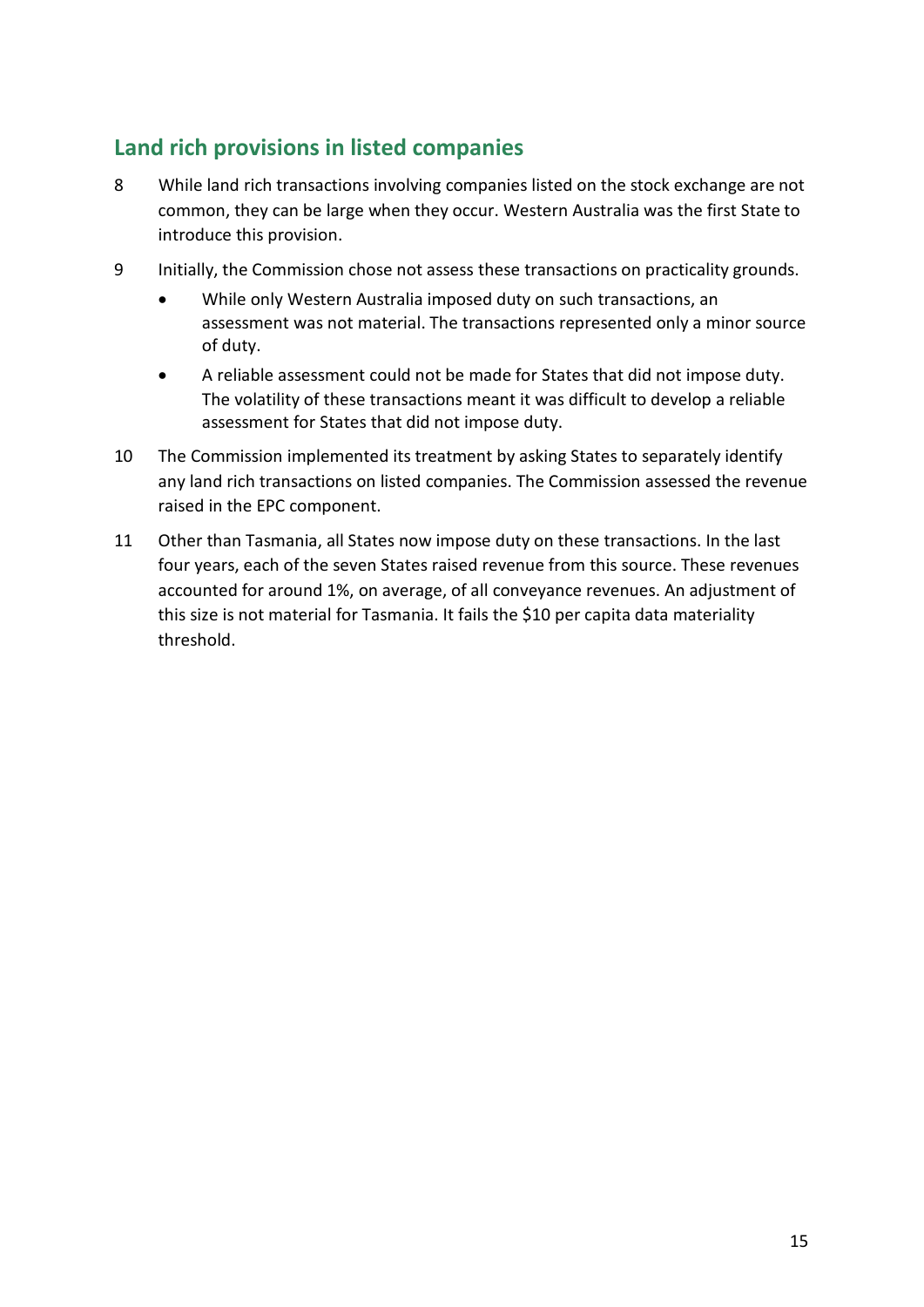## Land rich provisions in listed companies

8 While land rich transactions involving companies listed on the stock exchange are not common, they can be large when they occur. Western Australia was the first State to introduce this provision.

9 Initially, the Commission chose not assess these transactions on practicality grounds.

- While only Western Australia imposed duty on such transactions, an assessment was not material. The transactions represented only a minor source of duty.
- A reliable assessment could not be made for States that did not impose duty. The volatility of these transactions meant it was difficult to develop a reliable assessment for States that did not impose duty.

10 The Commission implemented its treatment by asking States to separately identify any land rich transactions on listed companies. The Commission assessed the revenue raised in the EPC component.

11 Other than Tasmania, all States now impose duty on these transactions. In the last four years, each of the seven States raised revenue from this source. These revenues accounted for around 1%, on average, of all conveyance revenues. An adjustment of this size is not material for Tasmania. It fails the $10 per capita data materiality threshold.